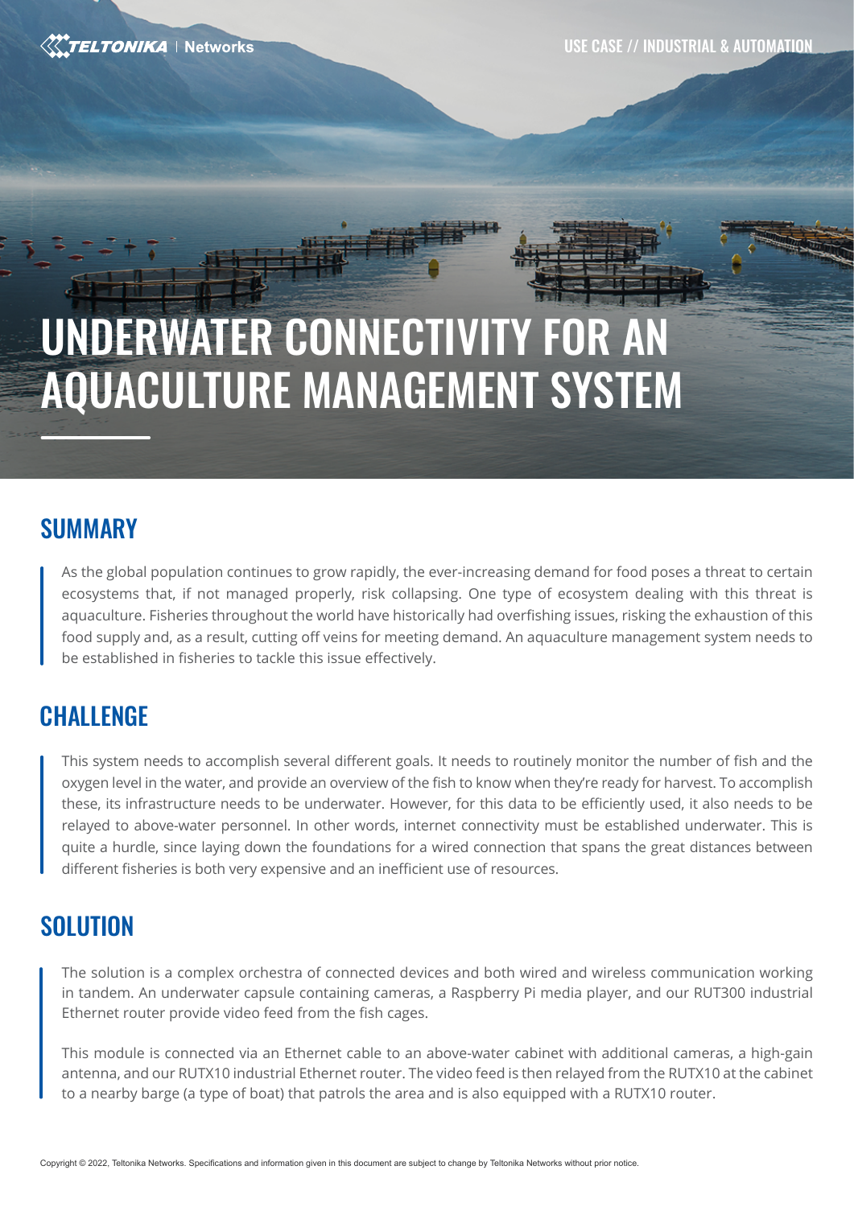TELTONIKA | Networks

USE CASE // INDUSTRIAL & AUTOMATION

# UNDERWATER CONNECTIVITY FOR AN AQUACULTURE MANAGEMENT SYSTEM

## SUMMARY

As the global population continues to grow rapidly, the ever-increasing demand for food poses a threat to certain ecosystems that, if not managed properly, risk collapsing. One type of ecosystem dealing with this threat is aquaculture. Fisheries throughout the world have historically had overfishing issues, risking the exhaustion of this food supply and, as a result, cutting off veins for meeting demand. An aquaculture management system needs to be established in fisheries to tackle this issue effectively.

## CHALLENGE

This system needs to accomplish several different goals. It needs to routinely monitor the number of fish and the oxygen level in the water, and provide an overview of the fish to know when they're ready for harvest. To accomplish these, its infrastructure needs to be underwater. However, for this data to be efficiently used, it also needs to be relayed to above-water personnel. In other words, internet connectivity must be established underwater. This is quite a hurdle, since laying down the foundations for a wired connection that spans the great distances between different fisheries is both very expensive and an inefficient use of resources.

## SOLUTION

The solution is a complex orchestra of connected devices and both wired and wireless communication working in tandem. An underwater capsule containing cameras, a Raspberry Pi media player, and our RUT300 industrial Ethernet router provide video feed from the fish cages.

This module is connected via an Ethernet cable to an above-water cabinet with additional cameras, a high-gain antenna, and our RUTX10 industrial Ethernet router. The video feed is then relayed from the RUTX10 at the cabinet to a nearby barge (a type of boat) that patrols the area and is also equipped with a RUTX10 router.

Copyright © 2022, Teltonika Networks. Specifications and information given in this document are subject to change by Teltonika Networks without prior notice.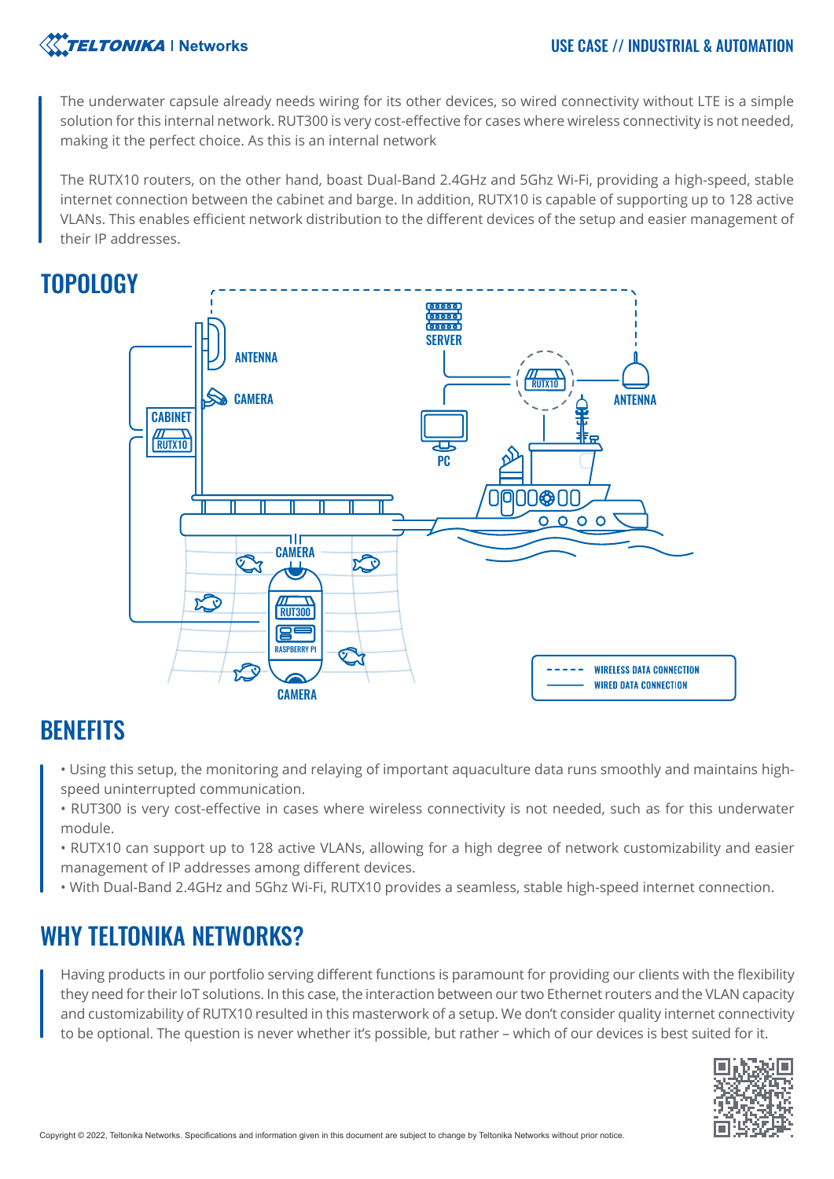The underwater capsule already needs wiring for its other devices, so wired connectivity without LTE is a simple solution for this internal network. RUT300 is very cost-effective for cases where wireless connectivity is not needed, making it the perfect choice. As this is an internal network

The RUTX10 routers, on the other hand, boast Dual-Band 2.4GHz and 5Ghz Wi-Fi, providing a high-speed, stable internet connection between the cabinet and barge. In addition, RUTX10 is capable of supporting up to 128 active VLANs. This enables efficient network distribution to the different devices of the setup and easier management of their IP addresses.

## TOPOLOGY

ANTENNA
CAMERA
CABINET
RUTX10
SERVER
RUTX10
PC
ANTENNA
CAMERA
RUT300
RASPBERRY PI
CAMERA
WIRELESS DATA CONNECTION
WIRED DATA CONNECTION

## BENEFITS

- Using this setup, the monitoring and relaying of important aquaculture data runs smoothly and maintains high-speed uninterrupted communication.
- RUT300 is very cost-effective in cases where wireless connectivity is not needed, such as for this underwater module.
- RUTX10 can support up to 128 active VLANs, allowing for a high degree of network customizability and easier management of IP addresses among different devices.
- With Dual-Band 2.4GHz and 5Ghz Wi-Fi, RUTX10 provides a seamless, stable high-speed internet connection.

## WHY TELTONIKA NETWORKS?

Having products in our portfolio serving different functions is paramount for providing our clients with the flexibility they need for their IoT solutions. In this case, the interaction between our two Ethernet routers and the VLAN capacity and customizability of RUTX10 resulted in this masterwork of a setup. We don't consider quality internet connectivity to be optional. The question is never whether it's possible, but rather – which of our devices is best suited for it.

Copyright © 2022, Teltonika Networks. Specifications and information given in this document are subject to change by Teltonika Networks without prior notice.